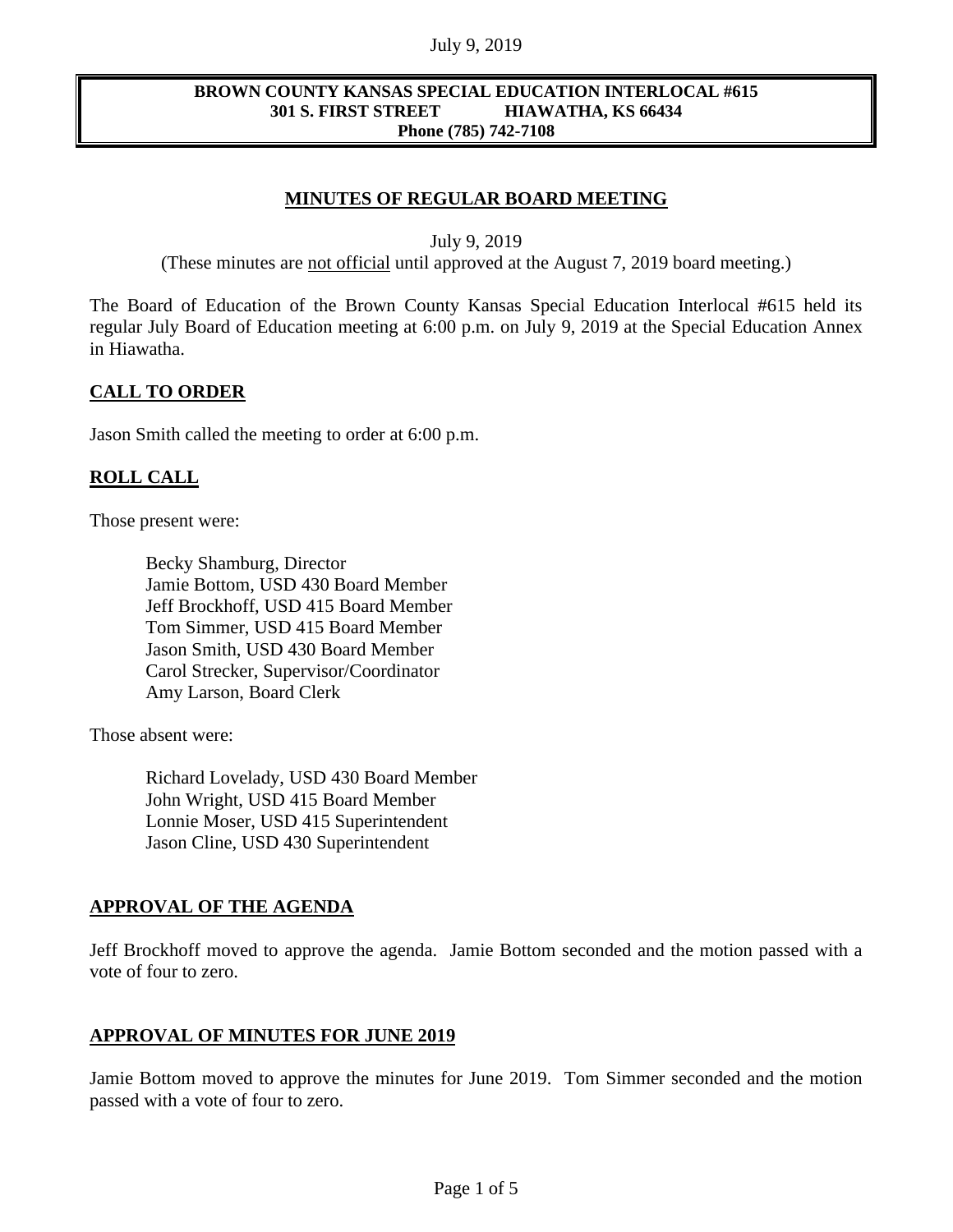**BROWN COUNTY KANSAS SPECIAL EDUCATION INTERLOCAL #615**
**301 S. FIRST STREET HIAWATHA, KS 66434**
**Phone (785) 742-7108**

## MINUTES OF REGULAR BOARD MEETING

July 9, 2019
(These minutes are not official until approved at the August 7, 2019 board meeting.)

The Board of Education of the Brown County Kansas Special Education Interlocal #615 held its regular July Board of Education meeting at 6:00 p.m. on July 9, 2019 at the Special Education Annex in Hiawatha.

### CALL TO ORDER

Jason Smith called the meeting to order at 6:00 p.m.

### ROLL CALL

Those present were:

Becky Shamburg, Director
Jamie Bottom, USD 430 Board Member
Jeff Brockhoff, USD 415 Board Member
Tom Simmer, USD 415 Board Member
Jason Smith, USD 430 Board Member
Carol Strecker, Supervisor/Coordinator
Amy Larson, Board Clerk

Those absent were:

Richard Lovelady, USD 430 Board Member
John Wright, USD 415 Board Member
Lonnie Moser, USD 415 Superintendent
Jason Cline, USD 430 Superintendent

### APPROVAL OF THE AGENDA

Jeff Brockhoff moved to approve the agenda. Jamie Bottom seconded and the motion passed with a vote of four to zero.

### APPROVAL OF MINUTES FOR JUNE 2019

Jamie Bottom moved to approve the minutes for June 2019. Tom Simmer seconded and the motion passed with a vote of four to zero.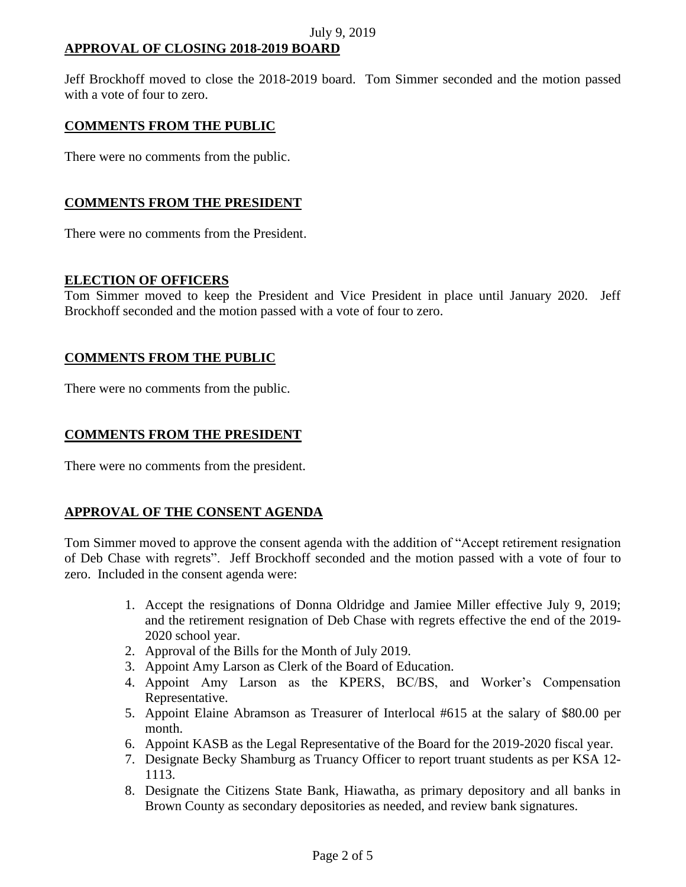## APPROVAL OF CLOSING 2018-2019 BOARD

Jeff Brockhoff moved to close the 2018-2019 board. Tom Simmer seconded and the motion passed with a vote of four to zero.

## COMMENTS FROM THE PUBLIC

There were no comments from the public.

## COMMENTS FROM THE PRESIDENT

There were no comments from the President.

## ELECTION OF OFFICERS

Tom Simmer moved to keep the President and Vice President in place until January 2020. Jeff Brockhoff seconded and the motion passed with a vote of four to zero.

## COMMENTS FROM THE PUBLIC

There were no comments from the public.

## COMMENTS FROM THE PRESIDENT

There were no comments from the president.

## APPROVAL OF THE CONSENT AGENDA

Tom Simmer moved to approve the consent agenda with the addition of "Accept retirement resignation of Deb Chase with regrets". Jeff Brockhoff seconded and the motion passed with a vote of four to zero. Included in the consent agenda were:

1. Accept the resignations of Donna Oldridge and Jamiee Miller effective July 9, 2019; and the retirement resignation of Deb Chase with regrets effective the end of the 2019-2020 school year.
2. Approval of the Bills for the Month of July 2019.
3. Appoint Amy Larson as Clerk of the Board of Education.
4. Appoint Amy Larson as the KPERS, BC/BS, and Worker's Compensation Representative.
5. Appoint Elaine Abramson as Treasurer of Interlocal #615 at the salary of $80.00 per month.
6. Appoint KASB as the Legal Representative of the Board for the 2019-2020 fiscal year.
7. Designate Becky Shamburg as Truancy Officer to report truant students as per KSA 12-1113.
8. Designate the Citizens State Bank, Hiawatha, as primary depository and all banks in Brown County as secondary depositories as needed, and review bank signatures.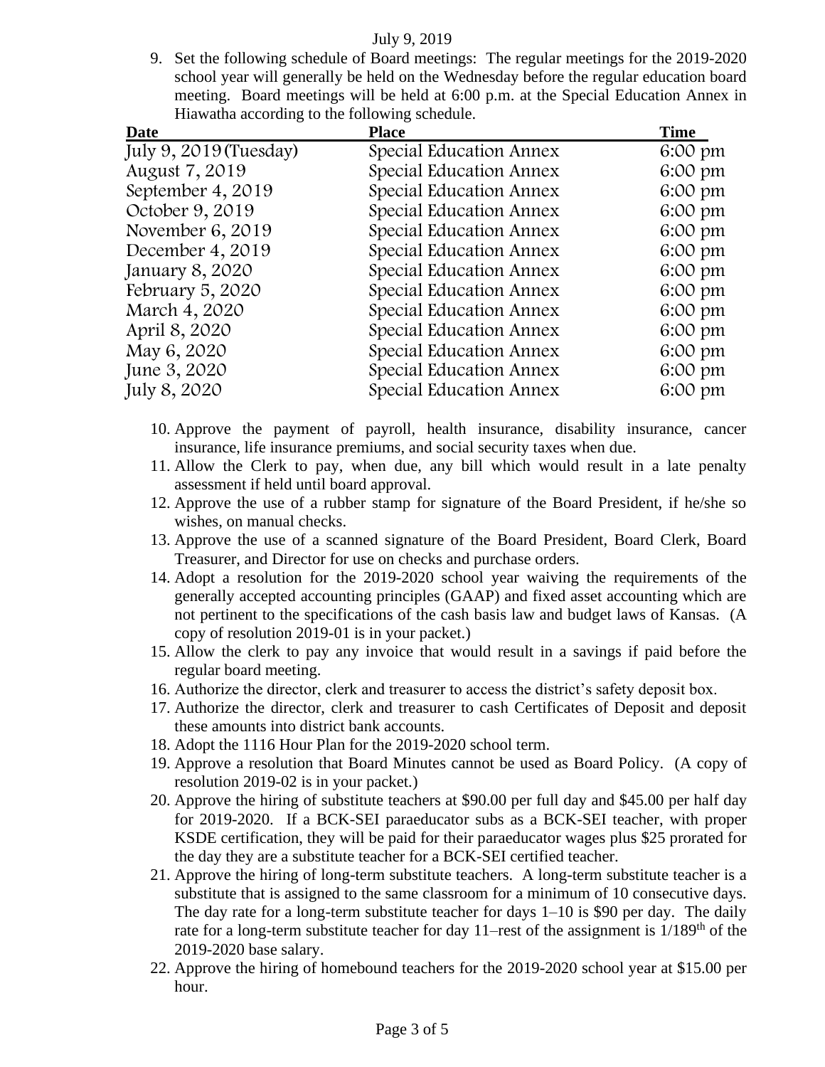July 9, 2019

9. Set the following schedule of Board meetings: The regular meetings for the 2019-2020 school year will generally be held on the Wednesday before the regular education board meeting. Board meetings will be held at 6:00 p.m. at the Special Education Annex in Hiawatha according to the following schedule.

| Date | Place | Time |
|---|---|---|
| July 9, 2019 (Tuesday) | Special Education Annex | 6:00 pm |
| August 7, 2019 | Special Education Annex | 6:00 pm |
| September 4, 2019 | Special Education Annex | 6:00 pm |
| October 9, 2019 | Special Education Annex | 6:00 pm |
| November 6, 2019 | Special Education Annex | 6:00 pm |
| December 4, 2019 | Special Education Annex | 6:00 pm |
| January 8, 2020 | Special Education Annex | 6:00 pm |
| February 5, 2020 | Special Education Annex | 6:00 pm |
| March 4, 2020 | Special Education Annex | 6:00 pm |
| April 8, 2020 | Special Education Annex | 6:00 pm |
| May 6, 2020 | Special Education Annex | 6:00 pm |
| June 3, 2020 | Special Education Annex | 6:00 pm |
| July 8, 2020 | Special Education Annex | 6:00 pm |

10. Approve the payment of payroll, health insurance, disability insurance, cancer insurance, life insurance premiums, and social security taxes when due.
11. Allow the Clerk to pay, when due, any bill which would result in a late penalty assessment if held until board approval.
12. Approve the use of a rubber stamp for signature of the Board President, if he/she so wishes, on manual checks.
13. Approve the use of a scanned signature of the Board President, Board Clerk, Board Treasurer, and Director for use on checks and purchase orders.
14. Adopt a resolution for the 2019-2020 school year waiving the requirements of the generally accepted accounting principles (GAAP) and fixed asset accounting which are not pertinent to the specifications of the cash basis law and budget laws of Kansas. (A copy of resolution 2019-01 is in your packet.)
15. Allow the clerk to pay any invoice that would result in a savings if paid before the regular board meeting.
16. Authorize the director, clerk and treasurer to access the district's safety deposit box.
17. Authorize the director, clerk and treasurer to cash Certificates of Deposit and deposit these amounts into district bank accounts.
18. Adopt the 1116 Hour Plan for the 2019-2020 school term.
19. Approve a resolution that Board Minutes cannot be used as Board Policy. (A copy of resolution 2019-02 is in your packet.)
20. Approve the hiring of substitute teachers at $90.00 per full day and $45.00 per half day for 2019-2020. If a BCK-SEI paraeducator subs as a BCK-SEI teacher, with proper KSDE certification, they will be paid for their paraeducator wages plus $25 prorated for the day they are a substitute teacher for a BCK-SEI certified teacher.
21. Approve the hiring of long-term substitute teachers. A long-term substitute teacher is a substitute that is assigned to the same classroom for a minimum of 10 consecutive days. The day rate for a long-term substitute teacher for days 1–10 is $90 per day. The daily rate for a long-term substitute teacher for day 11–rest of the assignment is 1/189th of the 2019-2020 base salary.
22. Approve the hiring of homebound teachers for the 2019-2020 school year at $15.00 per hour.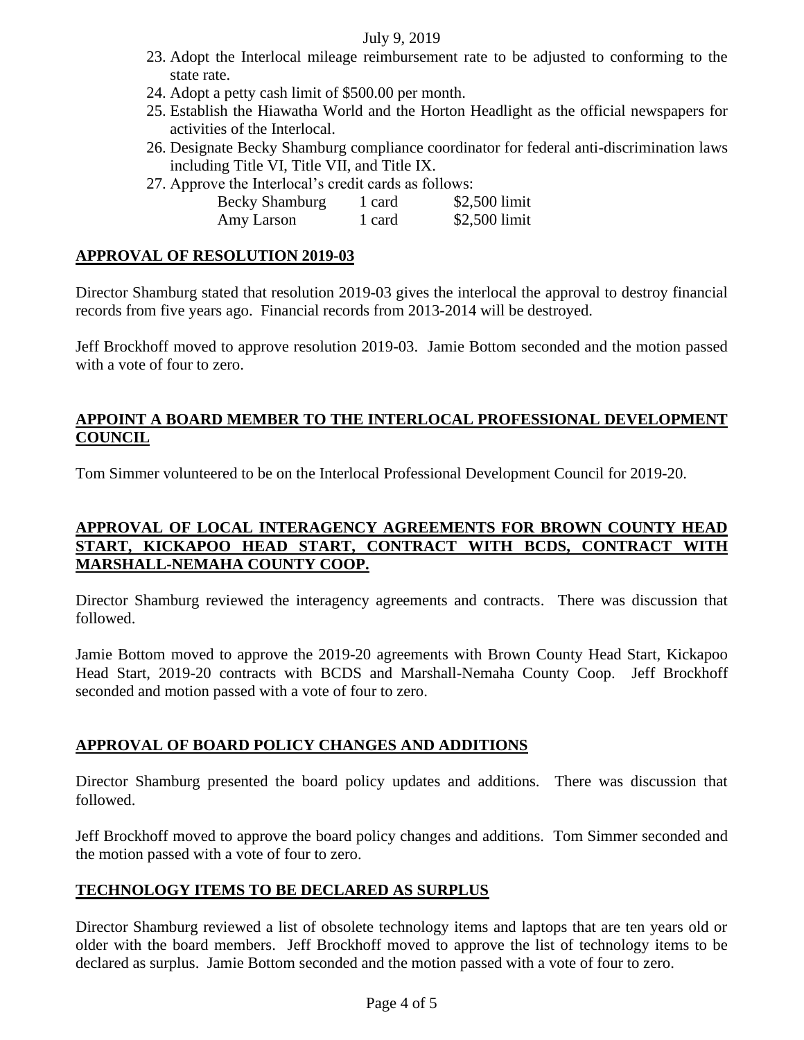23. Adopt the Interlocal mileage reimbursement rate to be adjusted to conforming to the state rate.
24. Adopt a petty cash limit of $500.00 per month.
25. Establish the Hiawatha World and the Horton Headlight as the official newspapers for activities of the Interlocal.
26. Designate Becky Shamburg compliance coordinator for federal anti-discrimination laws including Title VI, Title VII, and Title IX.
27. Approve the Interlocal's credit cards as follows:

| | | |
|---|---|---|
| Becky Shamburg | 1 card | $2,500 limit |
| Amy Larson | 1 card | $2,500 limit |

## APPROVAL OF RESOLUTION 2019-03

Director Shamburg stated that resolution 2019-03 gives the interlocal the approval to destroy financial records from five years ago. Financial records from 2013-2014 will be destroyed.

Jeff Brockhoff moved to approve resolution 2019-03. Jamie Bottom seconded and the motion passed with a vote of four to zero.

## APPOINT A BOARD MEMBER TO THE INTERLOCAL PROFESSIONAL DEVELOPMENT COUNCIL

Tom Simmer volunteered to be on the Interlocal Professional Development Council for 2019-20.

## APPROVAL OF LOCAL INTERAGENCY AGREEMENTS FOR BROWN COUNTY HEAD START, KICKAPOO HEAD START, CONTRACT WITH BCDS, CONTRACT WITH MARSHALL-NEMAHA COUNTY COOP.

Director Shamburg reviewed the interagency agreements and contracts. There was discussion that followed.

Jamie Bottom moved to approve the 2019-20 agreements with Brown County Head Start, Kickapoo Head Start, 2019-20 contracts with BCDS and Marshall-Nemaha County Coop. Jeff Brockhoff seconded and motion passed with a vote of four to zero.

## APPROVAL OF BOARD POLICY CHANGES AND ADDITIONS

Director Shamburg presented the board policy updates and additions. There was discussion that followed.

Jeff Brockhoff moved to approve the board policy changes and additions. Tom Simmer seconded and the motion passed with a vote of four to zero.

## TECHNOLOGY ITEMS TO BE DECLARED AS SURPLUS

Director Shamburg reviewed a list of obsolete technology items and laptops that are ten years old or older with the board members. Jeff Brockhoff moved to approve the list of technology items to be declared as surplus. Jamie Bottom seconded and the motion passed with a vote of four to zero.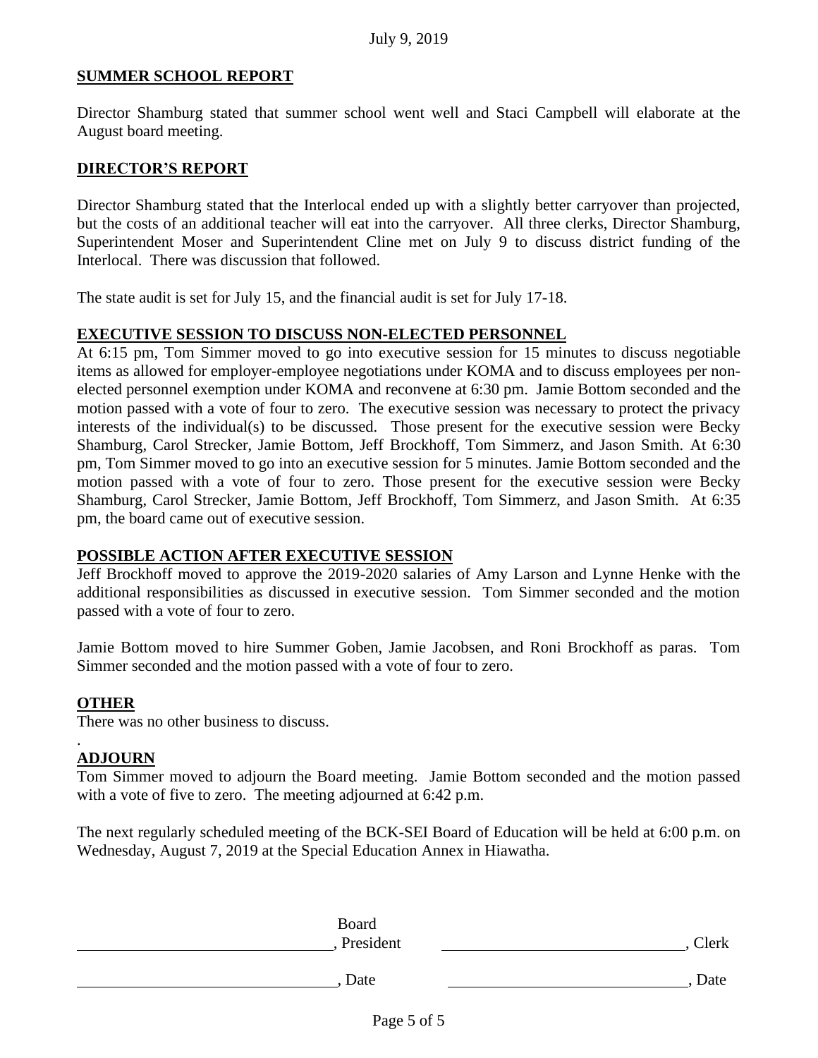## SUMMER SCHOOL REPORT

Director Shamburg stated that summer school went well and Staci Campbell will elaborate at the August board meeting.

## DIRECTOR'S REPORT

Director Shamburg stated that the Interlocal ended up with a slightly better carryover than projected, but the costs of an additional teacher will eat into the carryover. All three clerks, Director Shamburg, Superintendent Moser and Superintendent Cline met on July 9 to discuss district funding of the Interlocal. There was discussion that followed.

The state audit is set for July 15, and the financial audit is set for July 17-18.

## EXECUTIVE SESSION TO DISCUSS NON-ELECTED PERSONNEL

At 6:15 pm, Tom Simmer moved to go into executive session for 15 minutes to discuss negotiable items as allowed for employer-employee negotiations under KOMA and to discuss employees per non-elected personnel exemption under KOMA and reconvene at 6:30 pm. Jamie Bottom seconded and the motion passed with a vote of four to zero. The executive session was necessary to protect the privacy interests of the individual(s) to be discussed. Those present for the executive session were Becky Shamburg, Carol Strecker, Jamie Bottom, Jeff Brockhoff, Tom Simmerz, and Jason Smith. At 6:30 pm, Tom Simmer moved to go into an executive session for 5 minutes. Jamie Bottom seconded and the motion passed with a vote of four to zero. Those present for the executive session were Becky Shamburg, Carol Strecker, Jamie Bottom, Jeff Brockhoff, Tom Simmerz, and Jason Smith. At 6:35 pm, the board came out of executive session.

## POSSIBLE ACTION AFTER EXECUTIVE SESSION

Jeff Brockhoff moved to approve the 2019-2020 salaries of Amy Larson and Lynne Henke with the additional responsibilities as discussed in executive session. Tom Simmer seconded and the motion passed with a vote of four to zero.

Jamie Bottom moved to hire Summer Goben, Jamie Jacobsen, and Roni Brockhoff as paras. Tom Simmer seconded and the motion passed with a vote of four to zero.

## OTHER

There was no other business to discuss.

.

## ADJOURN

Tom Simmer moved to adjourn the Board meeting. Jamie Bottom seconded and the motion passed with a vote of five to zero. The meeting adjourned at 6:42 p.m.

The next regularly scheduled meeting of the BCK-SEI Board of Education will be held at 6:00 p.m. on Wednesday, August 7, 2019 at the Special Education Annex in Hiawatha.

______________________________, Board President        ______________________________, Clerk

______________________________, Date        ______________________________, Date